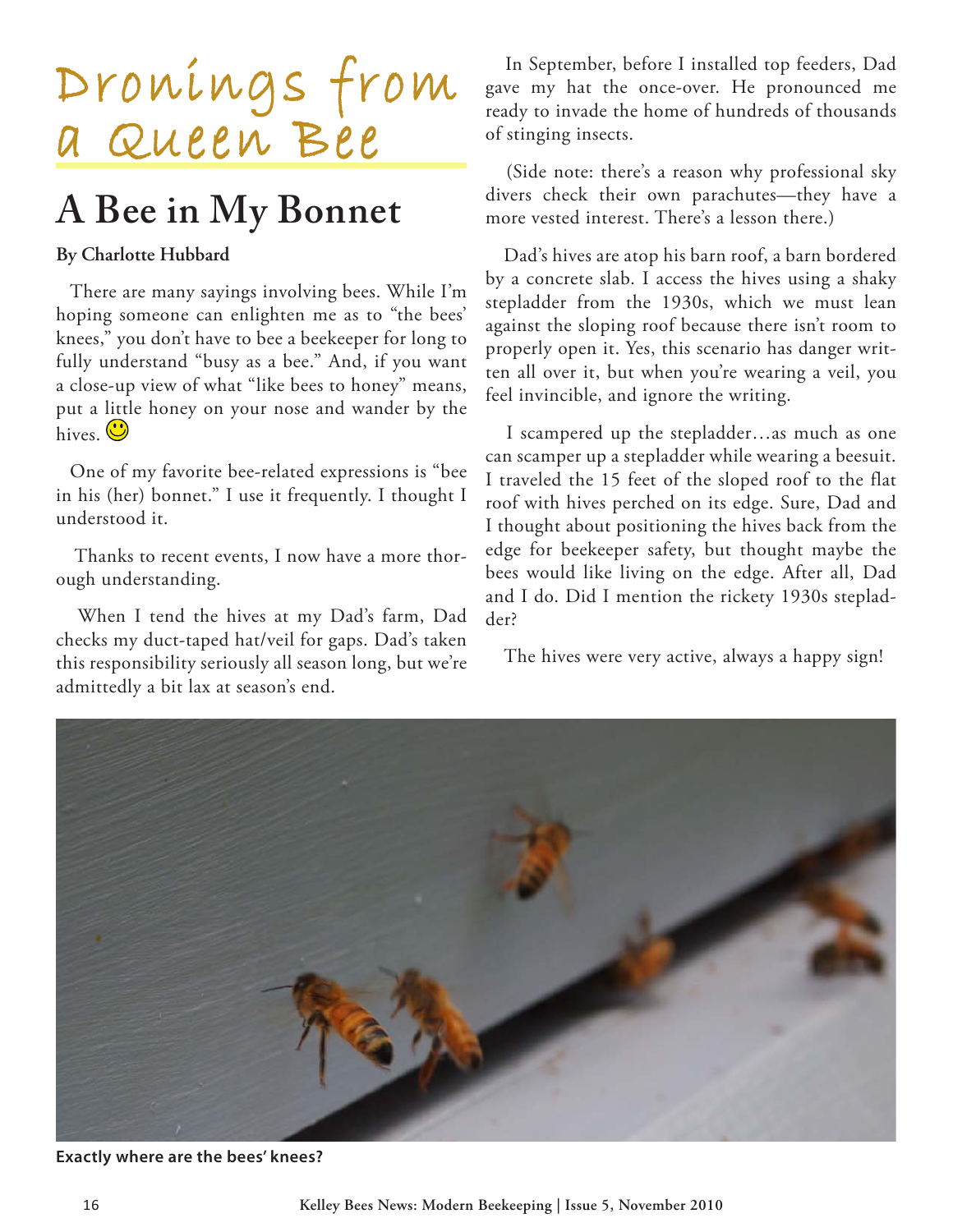# Dronings from a Queen Bee

## A Bee in My Bonnet

**By Charlotte Hubbard**

There are many sayings involving bees. While I'm hoping someone can enlighten me as to "the bees' knees," you don't have to bee a beekeeper for long to fully understand "busy as a bee." And, if you want a close-up view of what "like bees to honey" means, put a little honey on your nose and wander by the hives. 🙂

One of my favorite bee-related expressions is "bee in his (her) bonnet." I use it frequently. I thought I understood it.

Thanks to recent events, I now have a more thorough understanding.

When I tend the hives at my Dad's farm, Dad checks my duct-taped hat/veil for gaps. Dad's taken this responsibility seriously all season long, but we're admittedly a bit lax at season's end.

In September, before I installed top feeders, Dad gave my hat the once-over. He pronounced me ready to invade the home of hundreds of thousands of stinging insects.

(Side note: there's a reason why professional sky divers check their own parachutes—they have a more vested interest. There's a lesson there.)

Dad's hives are atop his barn roof, a barn bordered by a concrete slab. I access the hives using a shaky stepladder from the 1930s, which we must lean against the sloping roof because there isn't room to properly open it. Yes, this scenario has danger written all over it, but when you're wearing a veil, you feel invincible, and ignore the writing.

I scampered up the stepladder…as much as one can scamper up a stepladder while wearing a beesuit. I traveled the 15 feet of the sloped roof to the flat roof with hives perched on its edge. Sure, Dad and I thought about positioning the hives back from the edge for beekeeper safety, but thought maybe the bees would like living on the edge. After all, Dad and I do. Did I mention the rickety 1930s stepladder?

The hives were very active, always a happy sign!

**Exactly where are the bees' knees?**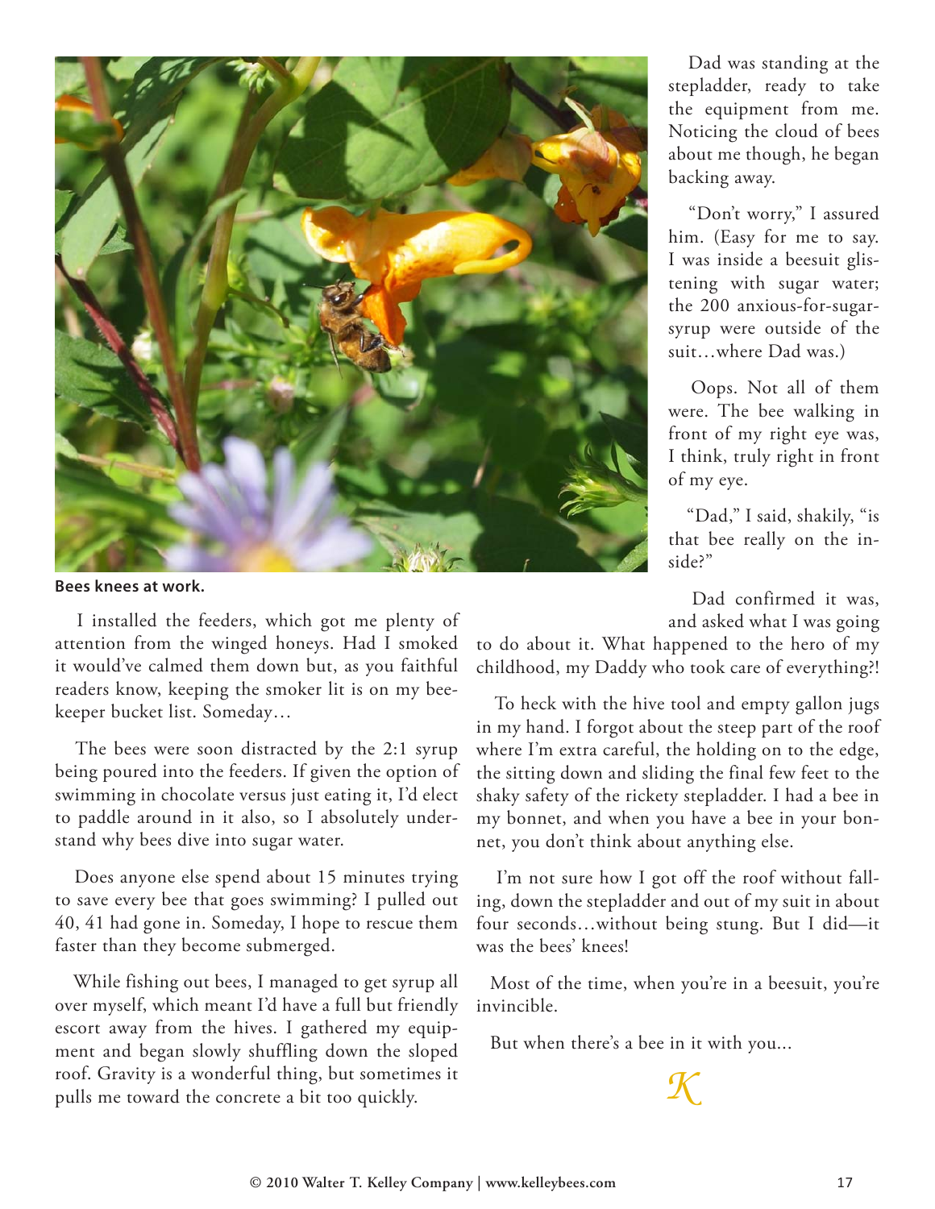**Bees knees at work.**

I installed the feeders, which got me plenty of attention from the winged honeys. Had I smoked it would've calmed them down but, as you faithful readers know, keeping the smoker lit is on my beekeeper bucket list. Someday…

The bees were soon distracted by the 2:1 syrup being poured into the feeders. If given the option of swimming in chocolate versus just eating it, I'd elect to paddle around in it also, so I absolutely understand why bees dive into sugar water.

Does anyone else spend about 15 minutes trying to save every bee that goes swimming? I pulled out 40, 41 had gone in. Someday, I hope to rescue them faster than they become submerged.

While fishing out bees, I managed to get syrup all over myself, which meant I'd have a full but friendly escort away from the hives. I gathered my equipment and began slowly shuffling down the sloped roof. Gravity is a wonderful thing, but sometimes it pulls me toward the concrete a bit too quickly.

Dad was standing at the stepladder, ready to take the equipment from me. Noticing the cloud of bees about me though, he began backing away.

"Don't worry," I assured him. (Easy for me to say. I was inside a beesuit glistening with sugar water; the 200 anxious-for-sugar-syrup were outside of the suit…where Dad was.)

Oops. Not all of them were. The bee walking in front of my right eye was, I think, truly right in front of my eye.

"Dad," I said, shakily, "is that bee really on the inside?"

Dad confirmed it was, and asked what I was going to do about it. What happened to the hero of my childhood, my Daddy who took care of everything?!

To heck with the hive tool and empty gallon jugs in my hand. I forgot about the steep part of the roof where I'm extra careful, the holding on to the edge, the sitting down and sliding the final few feet to the shaky safety of the rickety stepladder. I had a bee in my bonnet, and when you have a bee in your bonnet, you don't think about anything else.

I'm not sure how I got off the roof without falling, down the stepladder and out of my suit in about four seconds…without being stung. But I did—it was the bees' knees!

Most of the time, when you're in a beesuit, you're invincible.

But when there's a bee in it with you...

*K*

© 2010 Walter T. Kelley Company | www.kelleybees.com